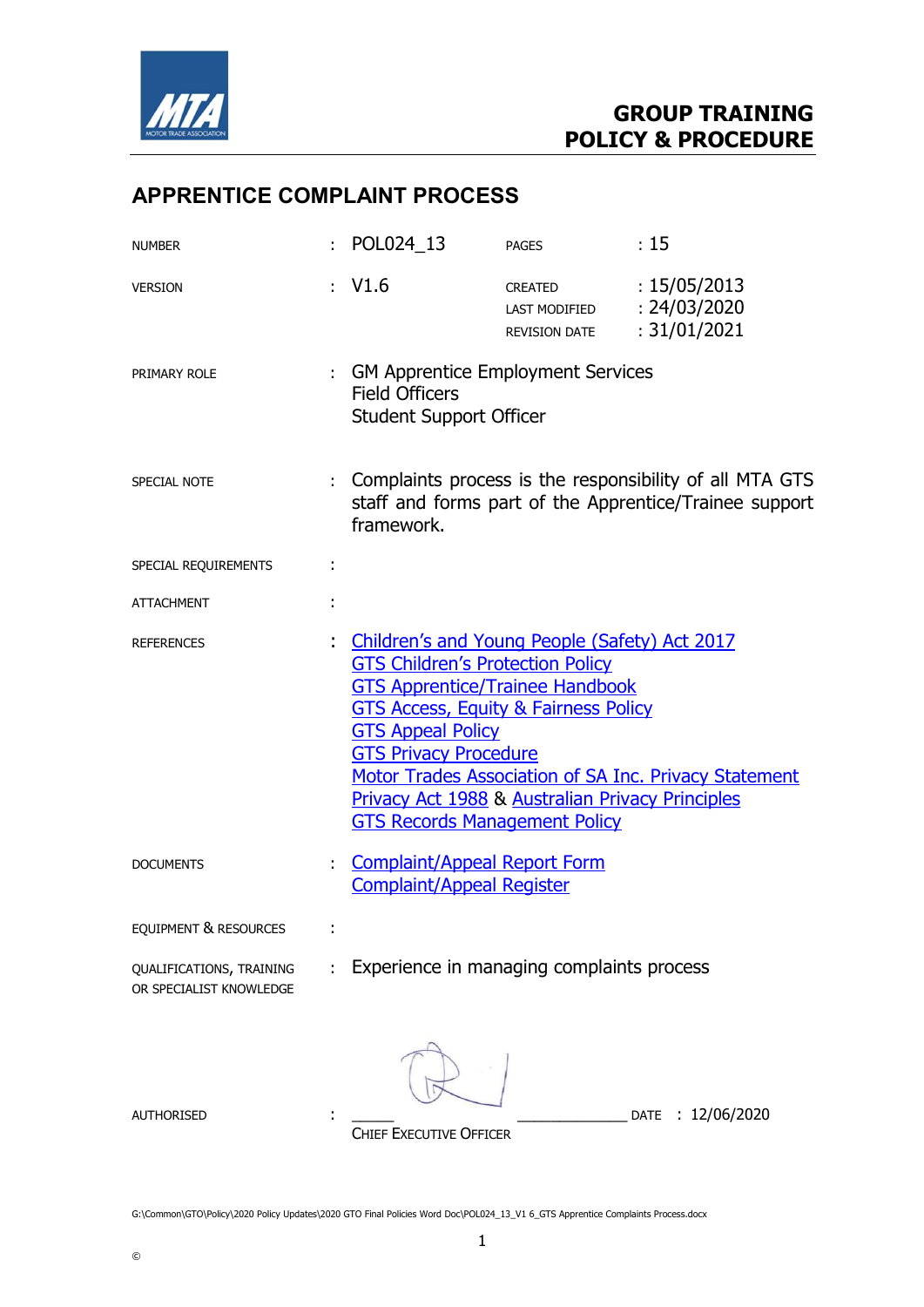GROUP TRAINING
POLICY & PROCEDURE

# APPRENTICE COMPLAINT PROCESS

| | | | |
|---|---|---|---|
| NUMBER | : POL024_13 | PAGES | : 15 |
| VERSION | : V1.6 | CREATED | : 15/05/2013 |
| | | LAST MODIFIED | : 24/03/2020 |
| | | REVISION DATE | : 31/01/2021 |

PRIMARY ROLE : GM Apprentice Employment Services
Field Officers
Student Support Officer

SPECIAL NOTE : Complaints process is the responsibility of all MTA GTS staff and forms part of the Apprentice/Trainee support framework.

SPECIAL REQUIREMENTS :

ATTACHMENT :

REFERENCES :
- Children's and Young People (Safety) Act 2017
- GTS Children's Protection Policy
- GTS Apprentice/Trainee Handbook
- GTS Access, Equity & Fairness Policy
- GTS Appeal Policy
- GTS Privacy Procedure
- Motor Trades Association of SA Inc. Privacy Statement
- Privacy Act 1988 & Australian Privacy Principles
- GTS Records Management Policy

DOCUMENTS :
- Complaint/Appeal Report Form
- Complaint/Appeal Register

EQUIPMENT & RESOURCES :

QUALIFICATIONS, TRAINING OR SPECIALIST KNOWLEDGE : Experience in managing complaints process

AUTHORISED : ______________________ DATE : 12/06/2020
CHIEF EXECUTIVE OFFICER

G:\Common\GTO\Policy\2020 Policy Updates\2020 GTO Final Policies Word Doc\POL024_13_V1 6_GTS Apprentice Complaints Process.docx

©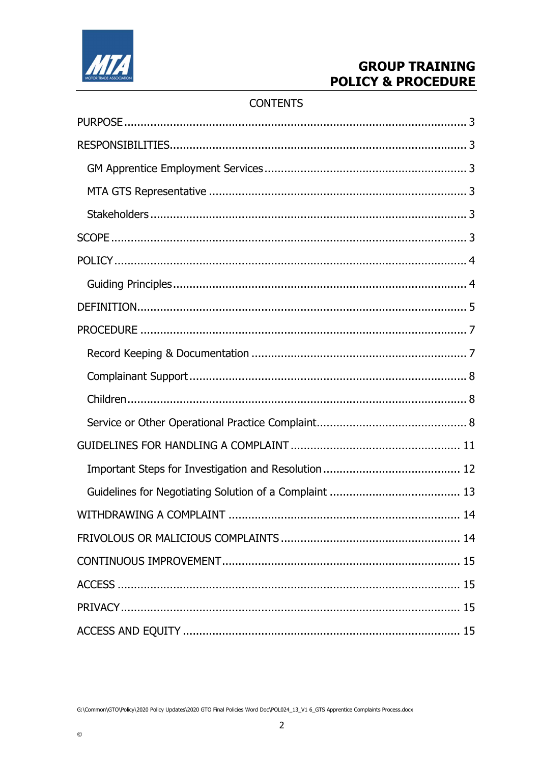CONTENTS

- PURPOSE ... 3
- RESPONSIBILITIES ... 3
  - GM Apprentice Employment Services ... 3
  - MTA GTS Representative ... 3
  - Stakeholders ... 3
- SCOPE ... 3
- POLICY ... 4
  - Guiding Principles ... 4
- DEFINITION ... 5
- PROCEDURE ... 7
  - Record Keeping & Documentation ... 7
  - Complainant Support ... 8
  - Children ... 8
  - Service or Other Operational Practice Complaint ... 8
- GUIDELINES FOR HANDLING A COMPLAINT ... 11
  - Important Steps for Investigation and Resolution ... 12
  - Guidelines for Negotiating Solution of a Complaint ... 13
- WITHDRAWING A COMPLAINT ... 14
- FRIVOLOUS OR MALICIOUS COMPLAINTS ... 14
- CONTINUOUS IMPROVEMENT ... 15
- ACCESS ... 15
- PRIVACY ... 15
- ACCESS AND EQUITY ... 15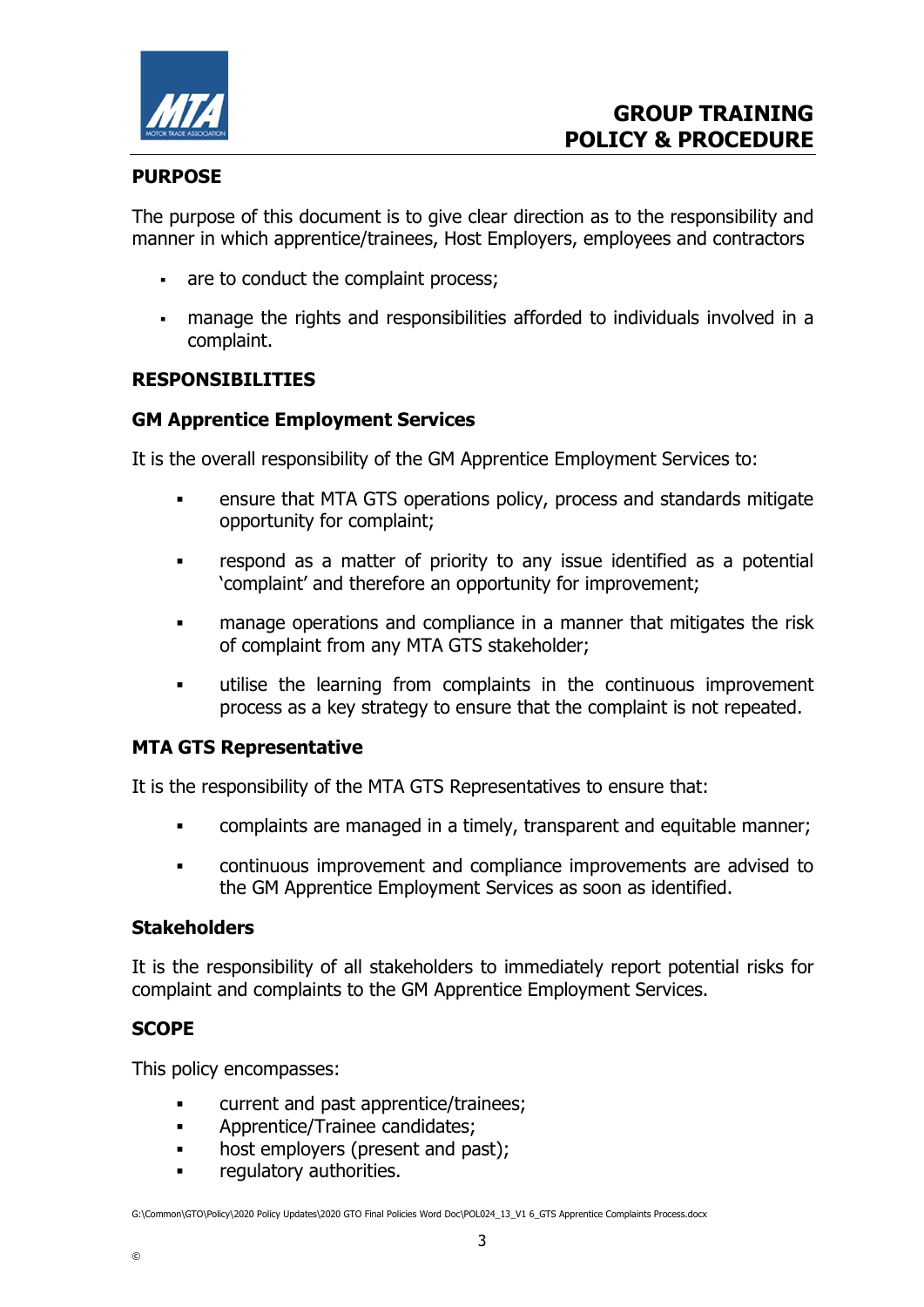## PURPOSE

The purpose of this document is to give clear direction as to the responsibility and manner in which apprentice/trainees, Host Employers, employees and contractors

- are to conduct the complaint process;
- manage the rights and responsibilities afforded to individuals involved in a complaint.

## RESPONSIBILITIES

### GM Apprentice Employment Services

It is the overall responsibility of the GM Apprentice Employment Services to:

- ensure that MTA GTS operations policy, process and standards mitigate opportunity for complaint;
- respond as a matter of priority to any issue identified as a potential 'complaint' and therefore an opportunity for improvement;
- manage operations and compliance in a manner that mitigates the risk of complaint from any MTA GTS stakeholder;
- utilise the learning from complaints in the continuous improvement process as a key strategy to ensure that the complaint is not repeated.

### MTA GTS Representative

It is the responsibility of the MTA GTS Representatives to ensure that:

- complaints are managed in a timely, transparent and equitable manner;
- continuous improvement and compliance improvements are advised to the GM Apprentice Employment Services as soon as identified.

### Stakeholders

It is the responsibility of all stakeholders to immediately report potential risks for complaint and complaints to the GM Apprentice Employment Services.

## SCOPE

This policy encompasses:

- current and past apprentice/trainees;
- Apprentice/Trainee candidates;
- host employers (present and past);
- regulatory authorities.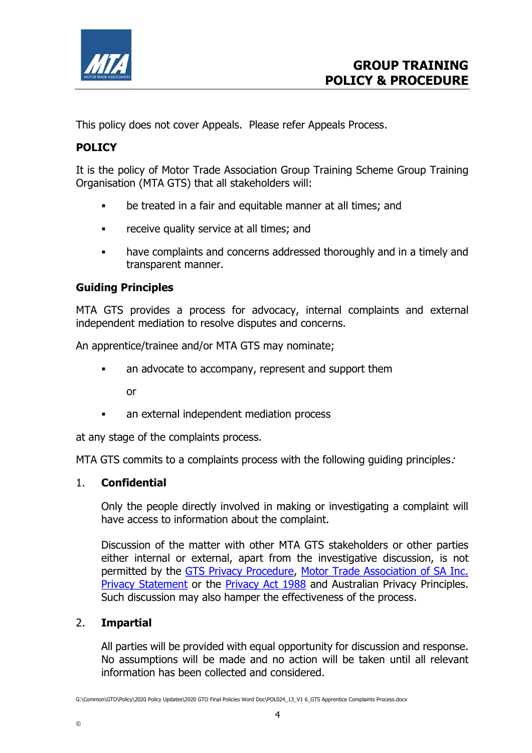This policy does not cover Appeals.  Please refer Appeals Process.

**POLICY**

It is the policy of Motor Trade Association Group Training Scheme Group Training Organisation (MTA GTS) that all stakeholders will:

- be treated in a fair and equitable manner at all times; and
- receive quality service at all times; and
- have complaints and concerns addressed thoroughly and in a timely and transparent manner.

**Guiding Principles**

MTA GTS provides a process for advocacy, internal complaints and external independent mediation to resolve disputes and concerns.

An apprentice/trainee and/or MTA GTS may nominate;

- an advocate to accompany, represent and support them

  or

- an external independent mediation process

at any stage of the complaints process.

MTA GTS commits to a complaints process with the following guiding principles:

1. **Confidential**

   Only the people directly involved in making or investigating a complaint will have access to information about the complaint.

   Discussion of the matter with other MTA GTS stakeholders or other parties either internal or external, apart from the investigative discussion, is not permitted by the GTS Privacy Procedure, Motor Trade Association of SA Inc. Privacy Statement or the Privacy Act 1988 and Australian Privacy Principles. Such discussion may also hamper the effectiveness of the process.

2. **Impartial**

   All parties will be provided with equal opportunity for discussion and response. No assumptions will be made and no action will be taken until all relevant information has been collected and considered.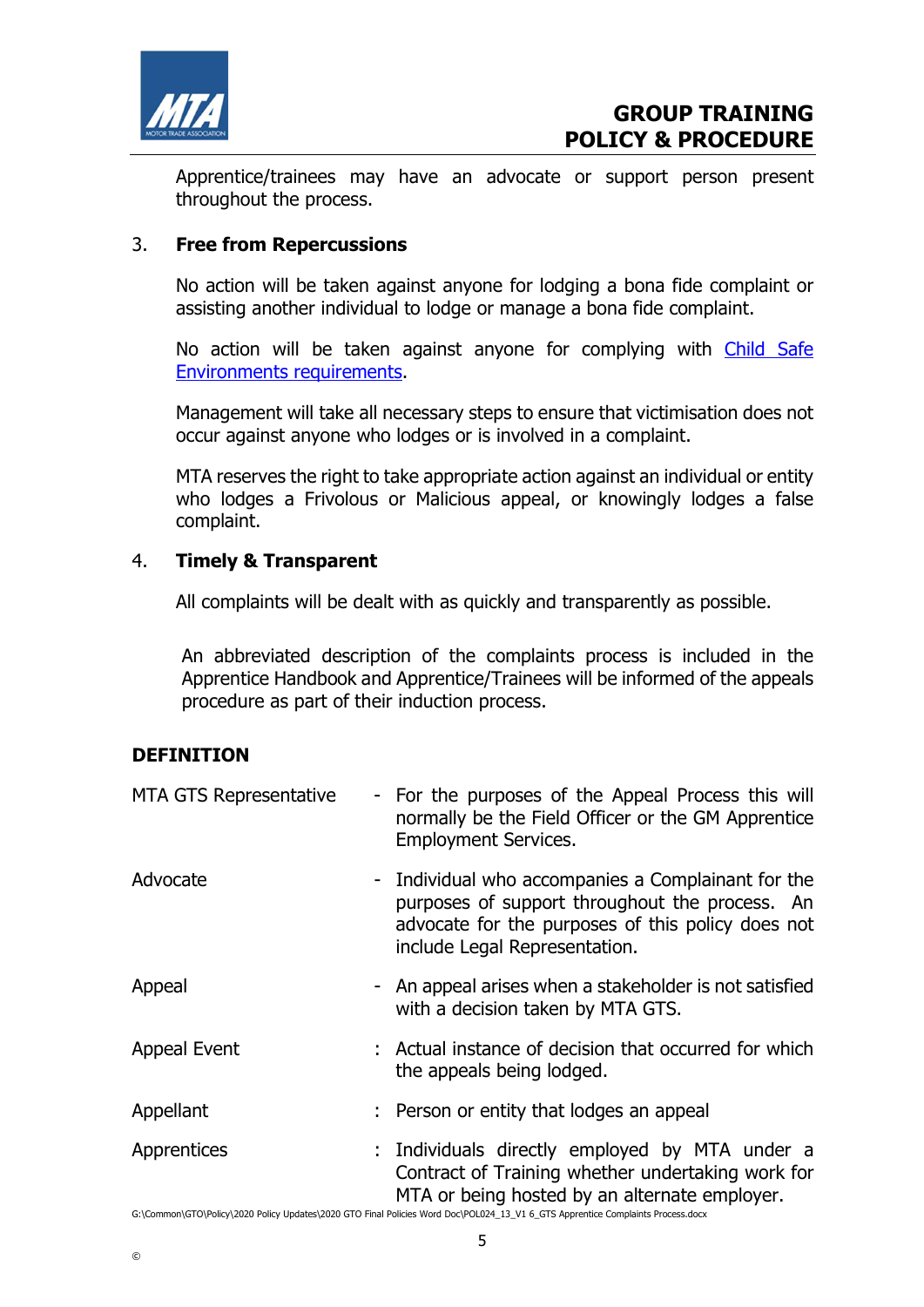Apprentice/trainees may have an advocate or support person present throughout the process.

3. **Free from Repercussions**

   No action will be taken against anyone for lodging a bona fide complaint or assisting another individual to lodge or manage a bona fide complaint.

   No action will be taken against anyone for complying with [Child Safe Environments requirements](#).

   Management will take all necessary steps to ensure that victimisation does not occur against anyone who lodges or is involved in a complaint.

   MTA reserves the right to take appropriate action against an individual or entity who lodges a Frivolous or Malicious appeal, or knowingly lodges a false complaint.

4. **Timely & Transparent**

   All complaints will be dealt with as quickly and transparently as possible.

   An abbreviated description of the complaints process is included in the Apprentice Handbook and Apprentice/Trainees will be informed of the appeals procedure as part of their induction process.

## DEFINITION

| | | |
|---|---|---|
| MTA GTS Representative | - | For the purposes of the Appeal Process this will normally be the Field Officer or the GM Apprentice Employment Services. |
| Advocate | - | Individual who accompanies a Complainant for the purposes of support throughout the process. An advocate for the purposes of this policy does not include Legal Representation. |
| Appeal | - | An appeal arises when a stakeholder is not satisfied with a decision taken by MTA GTS. |
| Appeal Event | : | Actual instance of decision that occurred for which the appeals being lodged. |
| Appellant | : | Person or entity that lodges an appeal |
| Apprentices | : | Individuals directly employed by MTA under a Contract of Training whether undertaking work for MTA or being hosted by an alternate employer. |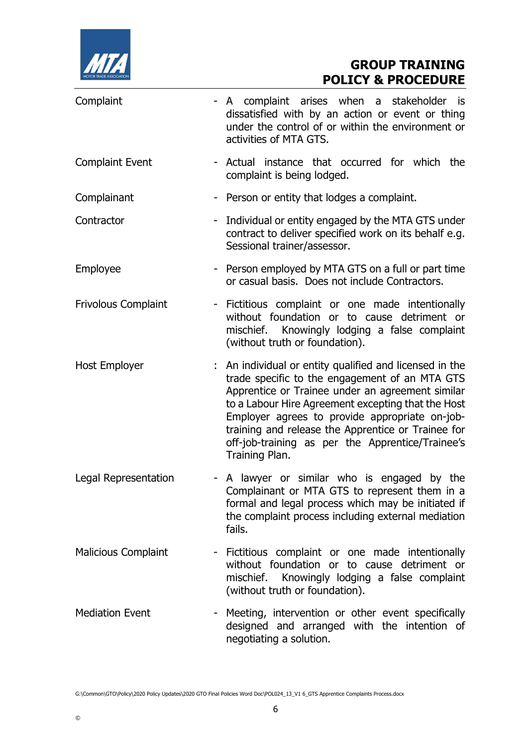| | | |
|---|---|---|
| Complaint | - | A complaint arises when a stakeholder is dissatisfied with by an action or event or thing under the control of or within the environment or activities of MTA GTS. |
| Complaint Event | - | Actual instance that occurred for which the complaint is being lodged. |
| Complainant | - | Person or entity that lodges a complaint. |
| Contractor | - | Individual or entity engaged by the MTA GTS under contract to deliver specified work on its behalf e.g. Sessional trainer/assessor. |
| Employee | - | Person employed by MTA GTS on a full or part time or casual basis. Does not include Contractors. |
| Frivolous Complaint | - | Fictitious complaint or one made intentionally without foundation or to cause detriment or mischief. Knowingly lodging a false complaint (without truth or foundation). |
| Host Employer | : | An individual or entity qualified and licensed in the trade specific to the engagement of an MTA GTS Apprentice or Trainee under an agreement similar to a Labour Hire Agreement excepting that the Host Employer agrees to provide appropriate on-job-training and release the Apprentice or Trainee for off-job-training as per the Apprentice/Trainee's Training Plan. |
| Legal Representation | - | A lawyer or similar who is engaged by the Complainant or MTA GTS to represent them in a formal and legal process which may be initiated if the complaint process including external mediation fails. |
| Malicious Complaint | - | Fictitious complaint or one made intentionally without foundation or to cause detriment or mischief. Knowingly lodging a false complaint (without truth or foundation). |
| Mediation Event | - | Meeting, intervention or other event specifically designed and arranged with the intention of negotiating a solution. |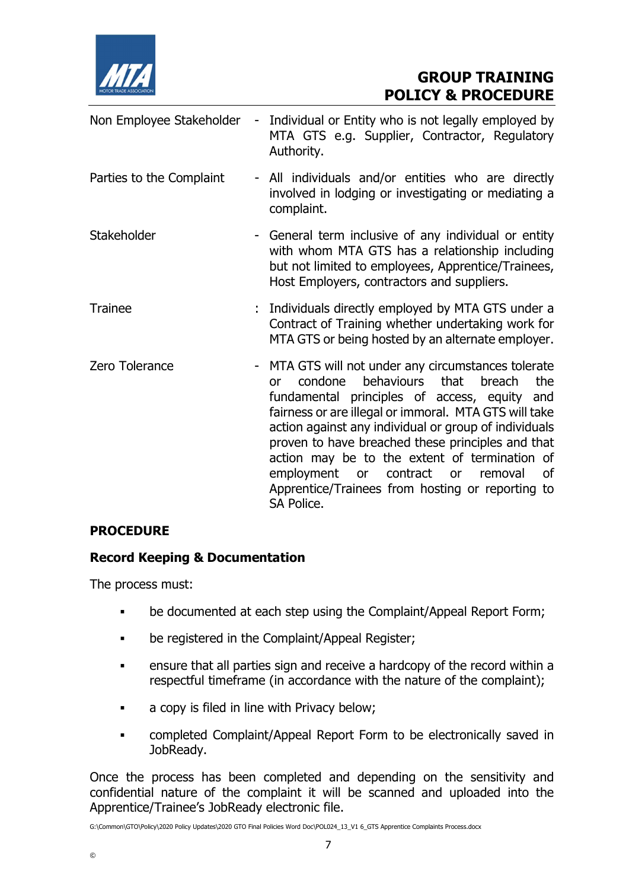| Term | | Definition |
|---|---|---|
| Non Employee Stakeholder | - | Individual or Entity who is not legally employed by MTA GTS e.g. Supplier, Contractor, Regulatory Authority. |
| Parties to the Complaint | - | All individuals and/or entities who are directly involved in lodging or investigating or mediating a complaint. |
| Stakeholder | - | General term inclusive of any individual or entity with whom MTA GTS has a relationship including but not limited to employees, Apprentice/Trainees, Host Employers, contractors and suppliers. |
| Trainee | : | Individuals directly employed by MTA GTS under a Contract of Training whether undertaking work for MTA GTS or being hosted by an alternate employer. |
| Zero Tolerance | - | MTA GTS will not under any circumstances tolerate or condone behaviours that breach the fundamental principles of access, equity and fairness or are illegal or immoral. MTA GTS will take action against any individual or group of individuals proven to have breached these principles and that action may be to the extent of termination of employment or contract or removal of Apprentice/Trainees from hosting or reporting to SA Police. |

**PROCEDURE**

**Record Keeping & Documentation**

The process must:

- be documented at each step using the Complaint/Appeal Report Form;
- be registered in the Complaint/Appeal Register;
- ensure that all parties sign and receive a hardcopy of the record within a respectful timeframe (in accordance with the nature of the complaint);
- a copy is filed in line with Privacy below;
- completed Complaint/Appeal Report Form to be electronically saved in JobReady.

Once the process has been completed and depending on the sensitivity and confidential nature of the complaint it will be scanned and uploaded into the Apprentice/Trainee's JobReady electronic file.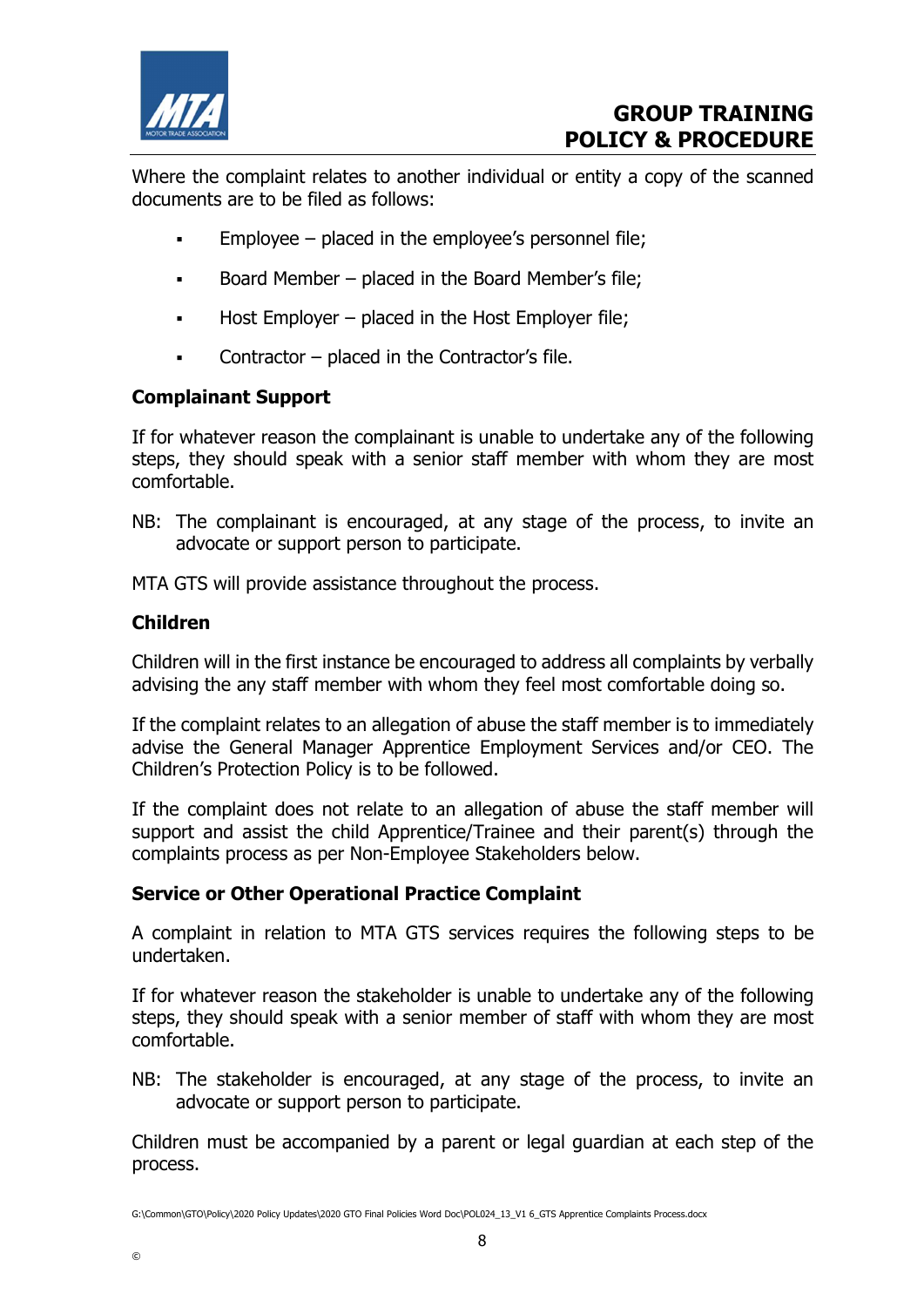Where the complaint relates to another individual or entity a copy of the scanned documents are to be filed as follows:

- Employee – placed in the employee's personnel file;
- Board Member – placed in the Board Member's file;
- Host Employer – placed in the Host Employer file;
- Contractor – placed in the Contractor's file.

**Complainant Support**

If for whatever reason the complainant is unable to undertake any of the following steps, they should speak with a senior staff member with whom they are most comfortable.

NB: The complainant is encouraged, at any stage of the process, to invite an advocate or support person to participate.

MTA GTS will provide assistance throughout the process.

**Children**

Children will in the first instance be encouraged to address all complaints by verbally advising the any staff member with whom they feel most comfortable doing so.

If the complaint relates to an allegation of abuse the staff member is to immediately advise the General Manager Apprentice Employment Services and/or CEO. The Children's Protection Policy is to be followed.

If the complaint does not relate to an allegation of abuse the staff member will support and assist the child Apprentice/Trainee and their parent(s) through the complaints process as per Non-Employee Stakeholders below.

**Service or Other Operational Practice Complaint**

A complaint in relation to MTA GTS services requires the following steps to be undertaken.

If for whatever reason the stakeholder is unable to undertake any of the following steps, they should speak with a senior member of staff with whom they are most comfortable.

NB: The stakeholder is encouraged, at any stage of the process, to invite an advocate or support person to participate.

Children must be accompanied by a parent or legal guardian at each step of the process.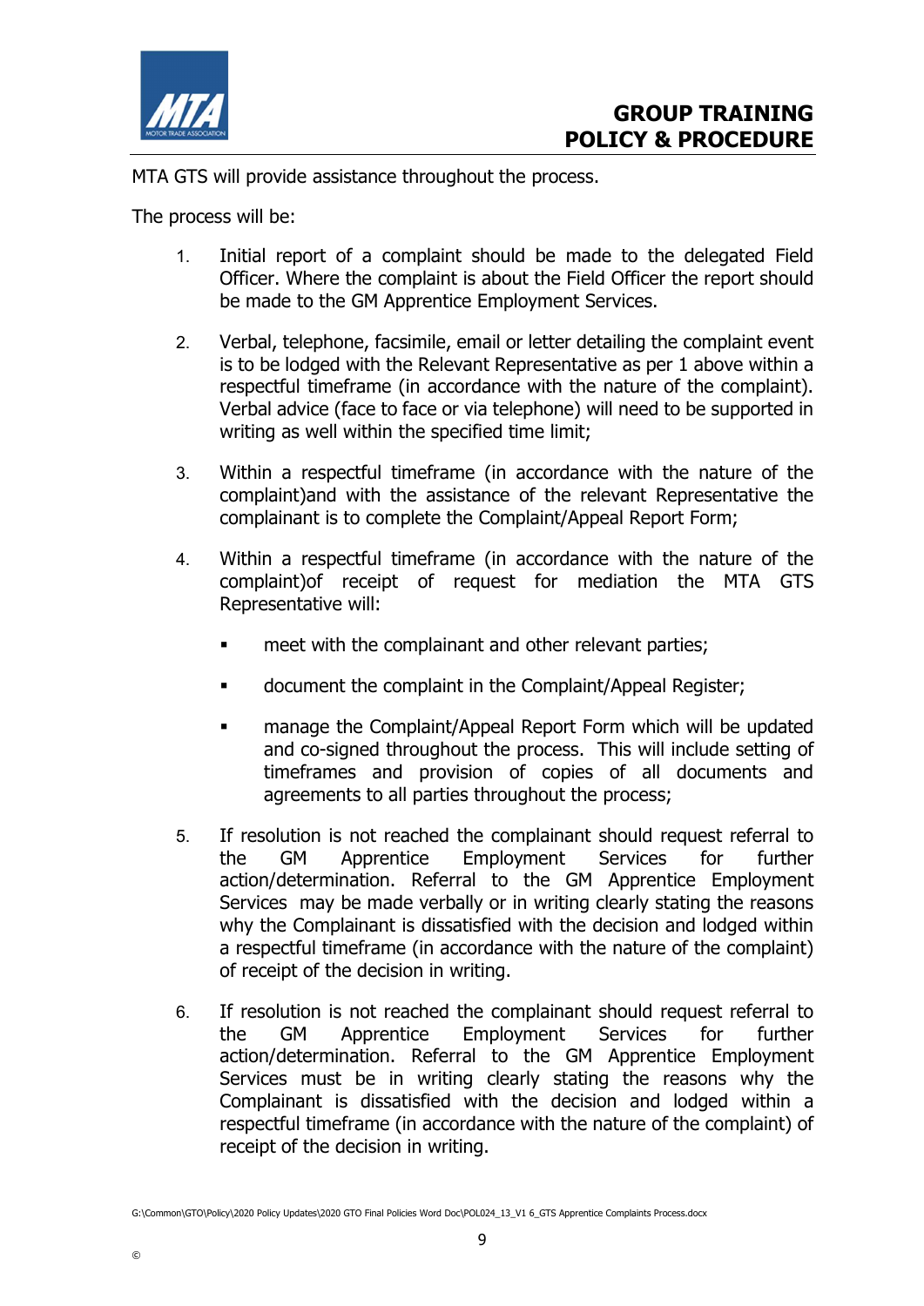MTA GTS will provide assistance throughout the process.

The process will be:

1. Initial report of a complaint should be made to the delegated Field Officer. Where the complaint is about the Field Officer the report should be made to the GM Apprentice Employment Services.

2. Verbal, telephone, facsimile, email or letter detailing the complaint event is to be lodged with the Relevant Representative as per 1 above within a respectful timeframe (in accordance with the nature of the complaint). Verbal advice (face to face or via telephone) will need to be supported in writing as well within the specified time limit;

3. Within a respectful timeframe (in accordance with the nature of the complaint)and with the assistance of the relevant Representative the complainant is to complete the Complaint/Appeal Report Form;

4. Within a respectful timeframe (in accordance with the nature of the complaint)of receipt of request for mediation the MTA GTS Representative will:

   - meet with the complainant and other relevant parties;
   - document the complaint in the Complaint/Appeal Register;
   - manage the Complaint/Appeal Report Form which will be updated and co-signed throughout the process. This will include setting of timeframes and provision of copies of all documents and agreements to all parties throughout the process;

5. If resolution is not reached the complainant should request referral to the GM Apprentice Employment Services for further action/determination. Referral to the GM Apprentice Employment Services may be made verbally or in writing clearly stating the reasons why the Complainant is dissatisfied with the decision and lodged within a respectful timeframe (in accordance with the nature of the complaint) of receipt of the decision in writing.

6. If resolution is not reached the complainant should request referral to the GM Apprentice Employment Services for further action/determination. Referral to the GM Apprentice Employment Services must be in writing clearly stating the reasons why the Complainant is dissatisfied with the decision and lodged within a respectful timeframe (in accordance with the nature of the complaint) of receipt of the decision in writing.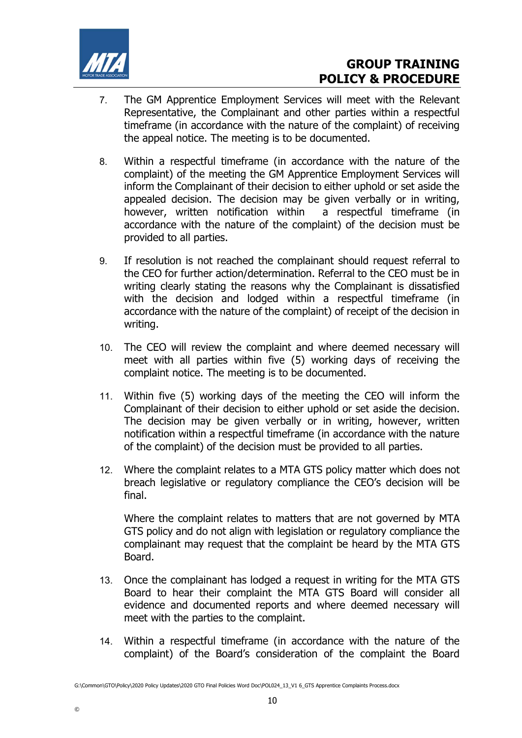7. The GM Apprentice Employment Services will meet with the Relevant Representative, the Complainant and other parties within a respectful timeframe (in accordance with the nature of the complaint) of receiving the appeal notice. The meeting is to be documented.

8. Within a respectful timeframe (in accordance with the nature of the complaint) of the meeting the GM Apprentice Employment Services will inform the Complainant of their decision to either uphold or set aside the appealed decision. The decision may be given verbally or in writing, however, written notification within a respectful timeframe (in accordance with the nature of the complaint) of the decision must be provided to all parties.

9. If resolution is not reached the complainant should request referral to the CEO for further action/determination. Referral to the CEO must be in writing clearly stating the reasons why the Complainant is dissatisfied with the decision and lodged within a respectful timeframe (in accordance with the nature of the complaint) of receipt of the decision in writing.

10. The CEO will review the complaint and where deemed necessary will meet with all parties within five (5) working days of receiving the complaint notice. The meeting is to be documented.

11. Within five (5) working days of the meeting the CEO will inform the Complainant of their decision to either uphold or set aside the decision. The decision may be given verbally or in writing, however, written notification within a respectful timeframe (in accordance with the nature of the complaint) of the decision must be provided to all parties.

12. Where the complaint relates to a MTA GTS policy matter which does not breach legislative or regulatory compliance the CEO's decision will be final.

    Where the complaint relates to matters that are not governed by MTA GTS policy and do not align with legislation or regulatory compliance the complainant may request that the complaint be heard by the MTA GTS Board.

13. Once the complainant has lodged a request in writing for the MTA GTS Board to hear their complaint the MTA GTS Board will consider all evidence and documented reports and where deemed necessary will meet with the parties to the complaint.

14. Within a respectful timeframe (in accordance with the nature of the complaint) of the Board's consideration of the complaint the Board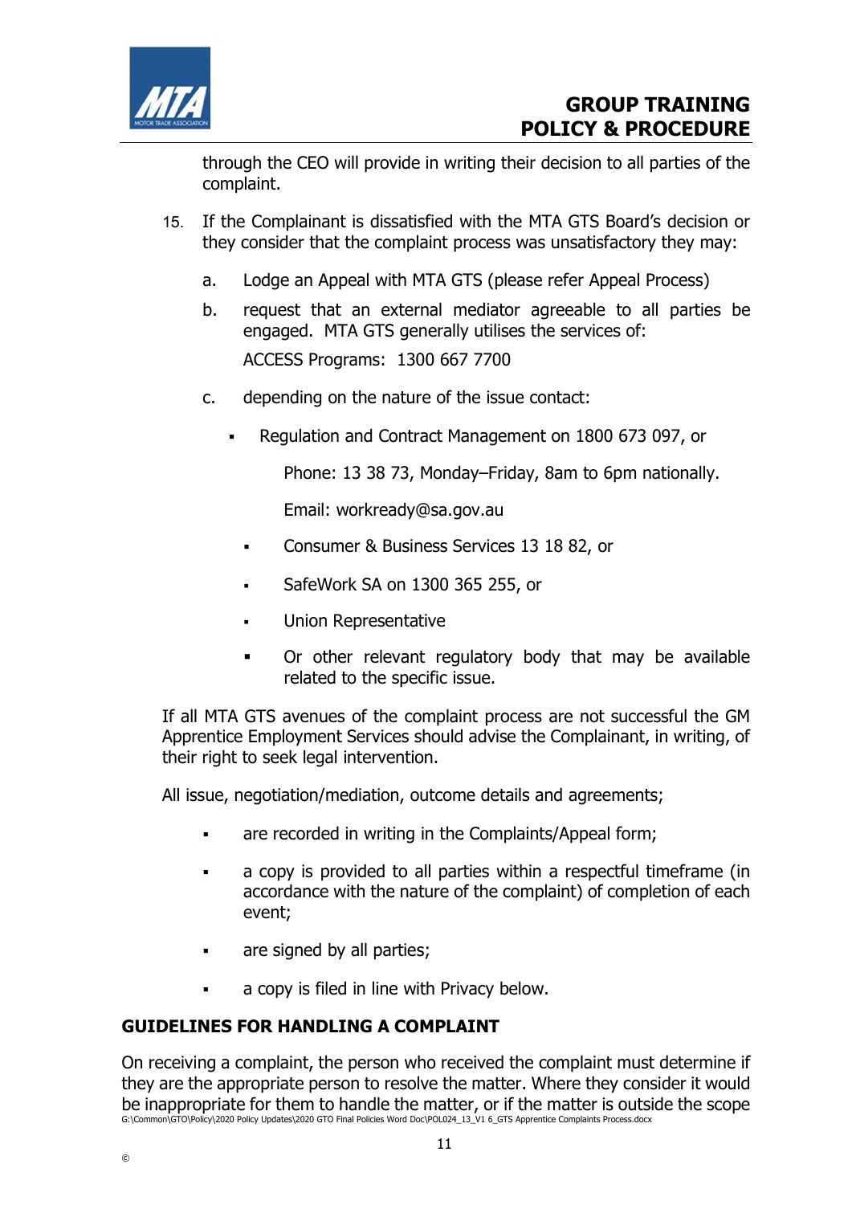through the CEO will provide in writing their decision to all parties of the complaint.

15. If the Complainant is dissatisfied with the MTA GTS Board's decision or they consider that the complaint process was unsatisfactory they may:

    a. Lodge an Appeal with MTA GTS (please refer Appeal Process)

    b. request that an external mediator agreeable to all parties be engaged. MTA GTS generally utilises the services of:

       ACCESS Programs: 1300 667 7700

    c. depending on the nature of the issue contact:

       - Regulation and Contract Management on 1800 673 097, or

         Phone: 13 38 73, Monday–Friday, 8am to 6pm nationally.

         Email: workready@sa.gov.au

       - Consumer & Business Services 13 18 82, or
       - SafeWork SA on 1300 365 255, or
       - Union Representative
       - Or other relevant regulatory body that may be available related to the specific issue.

If all MTA GTS avenues of the complaint process are not successful the GM Apprentice Employment Services should advise the Complainant, in writing, of their right to seek legal intervention.

All issue, negotiation/mediation, outcome details and agreements;

- are recorded in writing in the Complaints/Appeal form;
- a copy is provided to all parties within a respectful timeframe (in accordance with the nature of the complaint) of completion of each event;
- are signed by all parties;
- a copy is filed in line with Privacy below.

## GUIDELINES FOR HANDLING A COMPLAINT

On receiving a complaint, the person who received the complaint must determine if they are the appropriate person to resolve the matter. Where they consider it would be inappropriate for them to handle the matter, or if the matter is outside the scope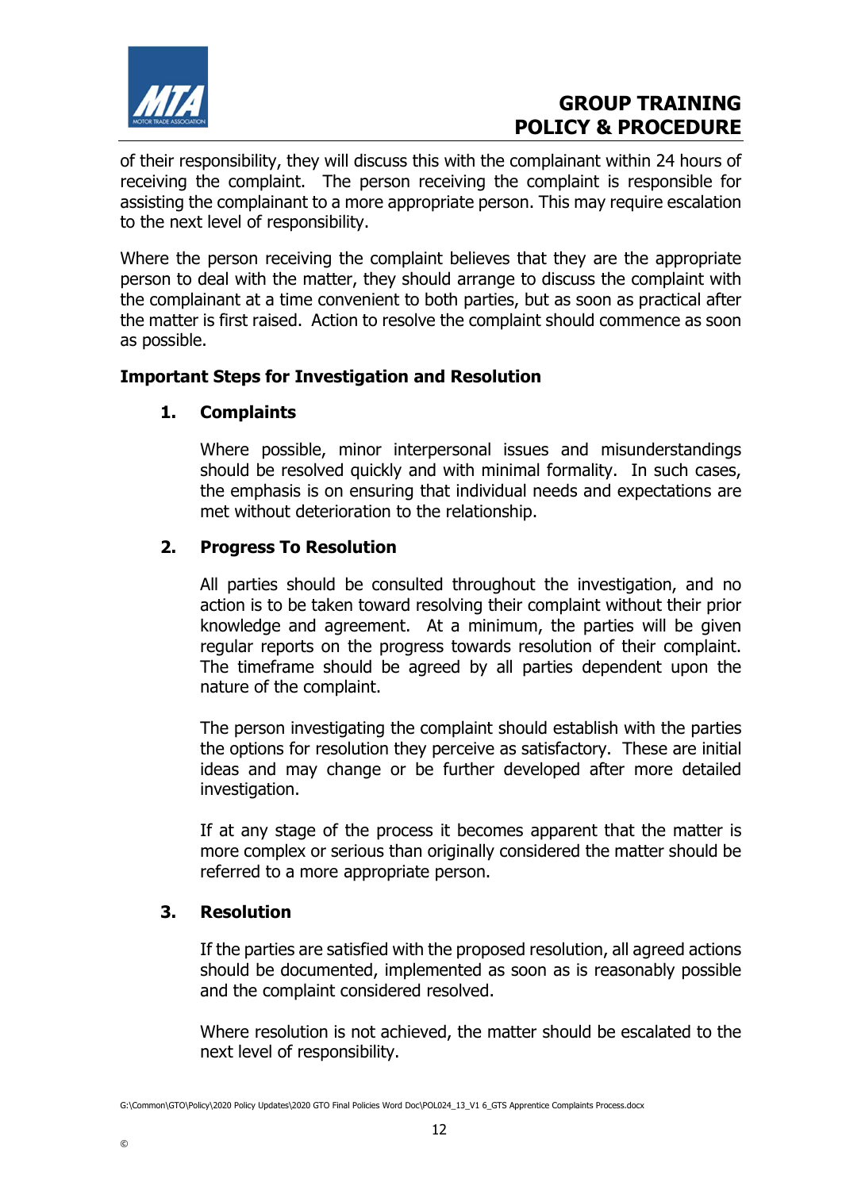of their responsibility, they will discuss this with the complainant within 24 hours of receiving the complaint. The person receiving the complaint is responsible for assisting the complainant to a more appropriate person. This may require escalation to the next level of responsibility.

Where the person receiving the complaint believes that they are the appropriate person to deal with the matter, they should arrange to discuss the complaint with the complainant at a time convenient to both parties, but as soon as practical after the matter is first raised. Action to resolve the complaint should commence as soon as possible.

**Important Steps for Investigation and Resolution**

**1. Complaints**

Where possible, minor interpersonal issues and misunderstandings should be resolved quickly and with minimal formality. In such cases, the emphasis is on ensuring that individual needs and expectations are met without deterioration to the relationship.

**2. Progress To Resolution**

All parties should be consulted throughout the investigation, and no action is to be taken toward resolving their complaint without their prior knowledge and agreement. At a minimum, the parties will be given regular reports on the progress towards resolution of their complaint. The timeframe should be agreed by all parties dependent upon the nature of the complaint.

The person investigating the complaint should establish with the parties the options for resolution they perceive as satisfactory. These are initial ideas and may change or be further developed after more detailed investigation.

If at any stage of the process it becomes apparent that the matter is more complex or serious than originally considered the matter should be referred to a more appropriate person.

**3. Resolution**

If the parties are satisfied with the proposed resolution, all agreed actions should be documented, implemented as soon as is reasonably possible and the complaint considered resolved.

Where resolution is not achieved, the matter should be escalated to the next level of responsibility.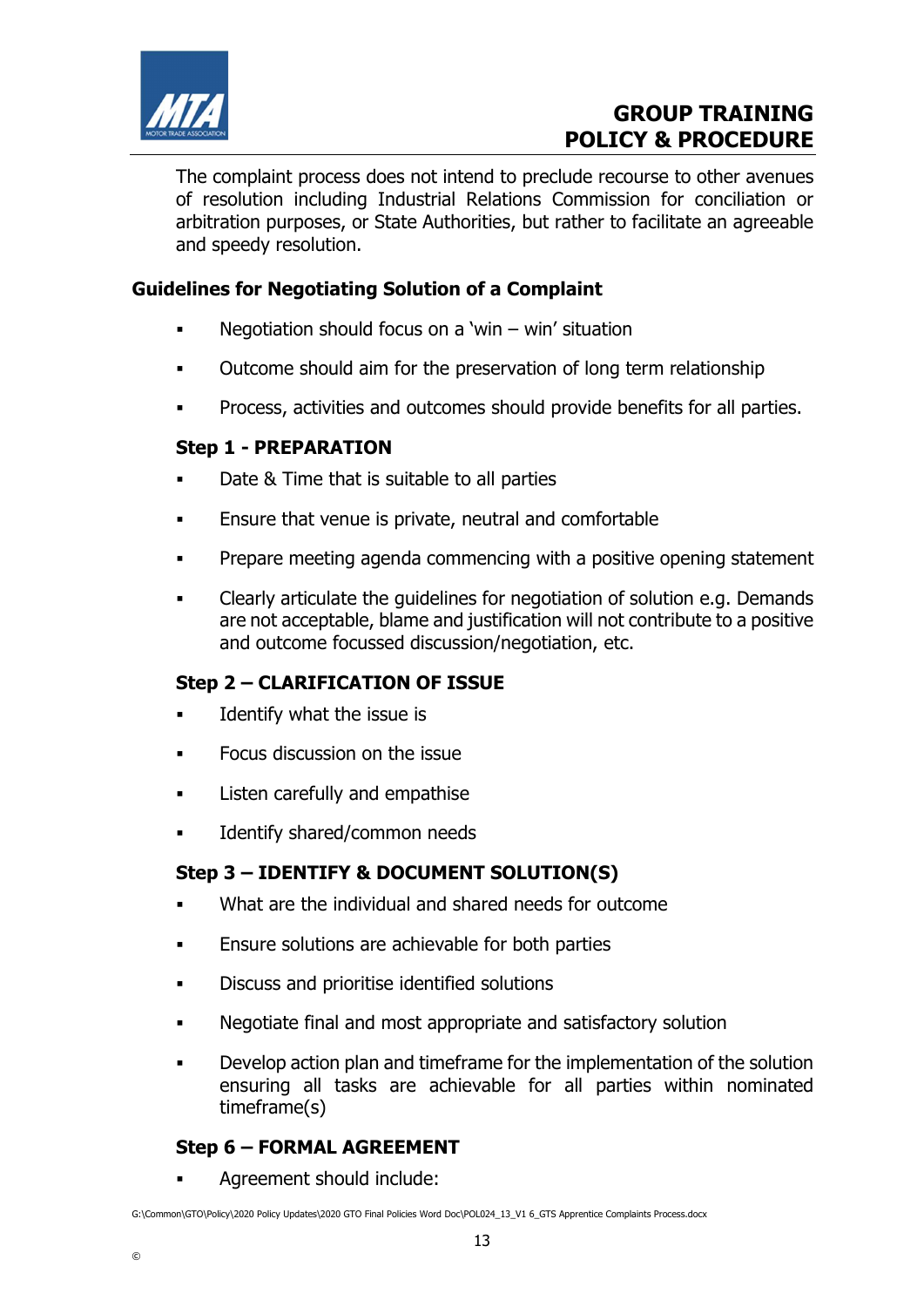The complaint process does not intend to preclude recourse to other avenues of resolution including Industrial Relations Commission for conciliation or arbitration purposes, or State Authorities, but rather to facilitate an agreeable and speedy resolution.

## Guidelines for Negotiating Solution of a Complaint

- Negotiation should focus on a 'win – win' situation
- Outcome should aim for the preservation of long term relationship
- Process, activities and outcomes should provide benefits for all parties.

### Step 1 - PREPARATION

- Date & Time that is suitable to all parties
- Ensure that venue is private, neutral and comfortable
- Prepare meeting agenda commencing with a positive opening statement
- Clearly articulate the guidelines for negotiation of solution e.g. Demands are not acceptable, blame and justification will not contribute to a positive and outcome focussed discussion/negotiation, etc.

### Step 2 – CLARIFICATION OF ISSUE

- Identify what the issue is
- Focus discussion on the issue
- Listen carefully and empathise
- Identify shared/common needs

### Step 3 – IDENTIFY & DOCUMENT SOLUTION(S)

- What are the individual and shared needs for outcome
- Ensure solutions are achievable for both parties
- Discuss and prioritise identified solutions
- Negotiate final and most appropriate and satisfactory solution
- Develop action plan and timeframe for the implementation of the solution ensuring all tasks are achievable for all parties within nominated timeframe(s)

### Step 6 – FORMAL AGREEMENT

- Agreement should include: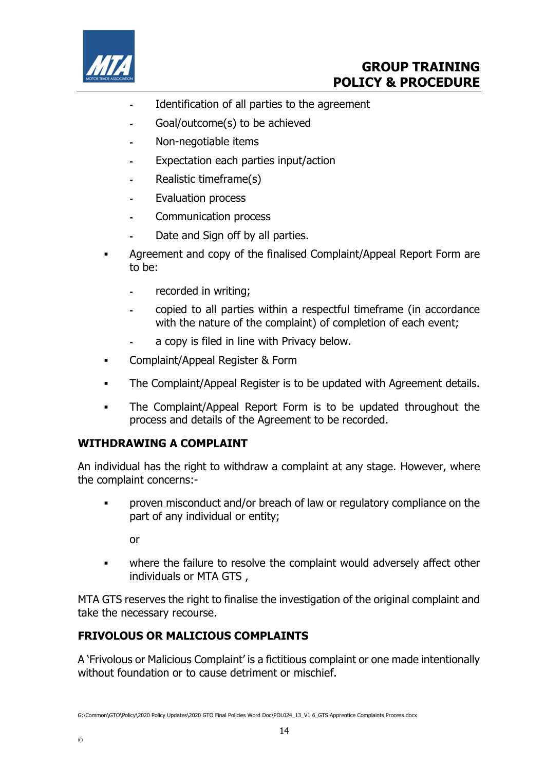- Identification of all parties to the agreement
  - Goal/outcome(s) to be achieved
  - Non-negotiable items
  - Expectation each parties input/action
  - Realistic timeframe(s)
  - Evaluation process
  - Communication process
  - Date and Sign off by all parties.

- Agreement and copy of the finalised Complaint/Appeal Report Form are to be:
  - recorded in writing;
  - copied to all parties within a respectful timeframe (in accordance with the nature of the complaint) of completion of each event;
  - a copy is filed in line with Privacy below.
- Complaint/Appeal Register & Form
- The Complaint/Appeal Register is to be updated with Agreement details.
- The Complaint/Appeal Report Form is to be updated throughout the process and details of the Agreement to be recorded.

## WITHDRAWING A COMPLAINT

An individual has the right to withdraw a complaint at any stage. However, where the complaint concerns:-

- proven misconduct and/or breach of law or regulatory compliance on the part of any individual or entity;

  or

- where the failure to resolve the complaint would adversely affect other individuals or MTA GTS ,

MTA GTS reserves the right to finalise the investigation of the original complaint and take the necessary recourse.

## FRIVOLOUS OR MALICIOUS COMPLAINTS

A 'Frivolous or Malicious Complaint' is a fictitious complaint or one made intentionally without foundation or to cause detriment or mischief.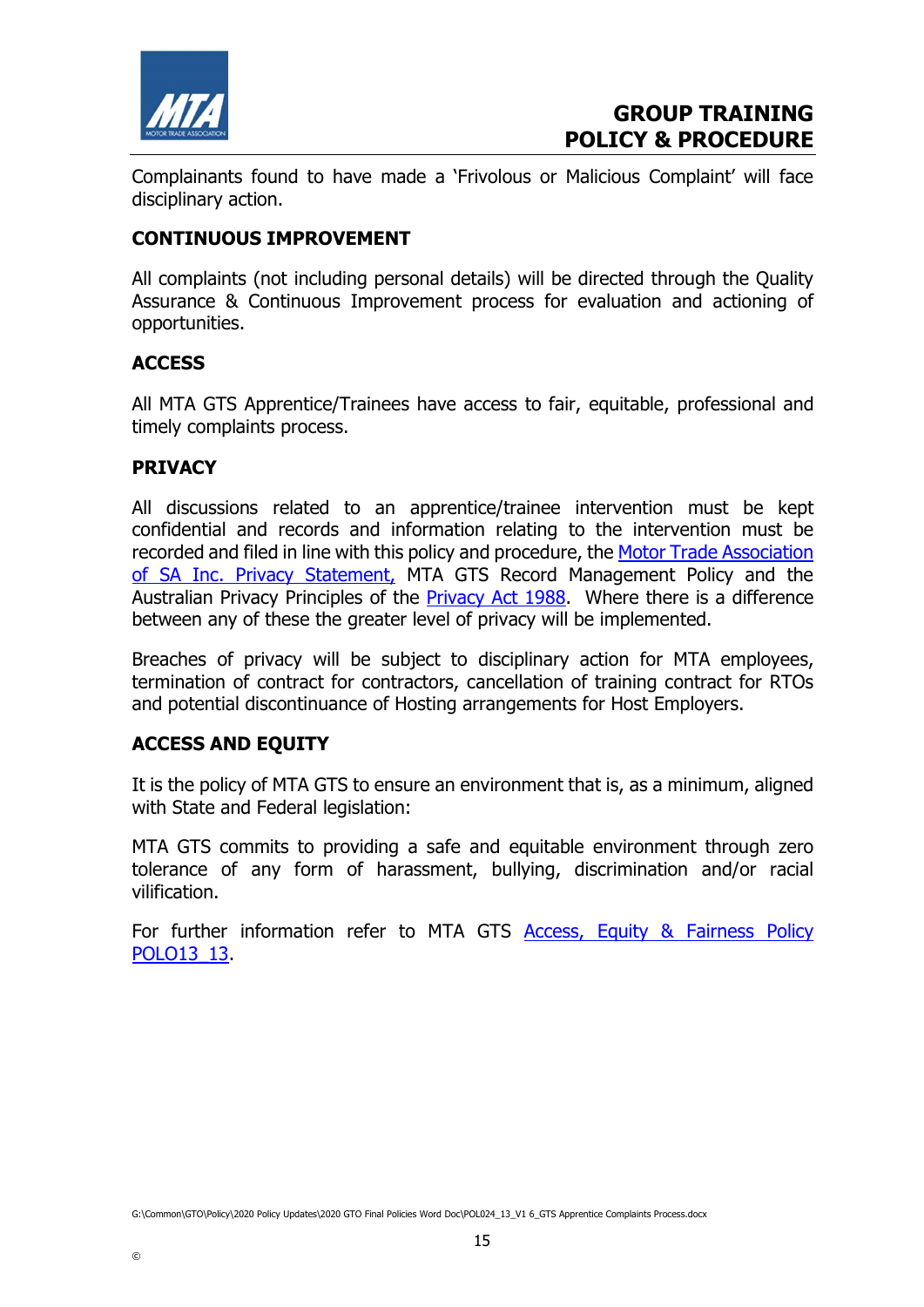Complainants found to have made a 'Frivolous or Malicious Complaint' will face disciplinary action.

## CONTINUOUS IMPROVEMENT

All complaints (not including personal details) will be directed through the Quality Assurance & Continuous Improvement process for evaluation and actioning of opportunities.

## ACCESS

All MTA GTS Apprentice/Trainees have access to fair, equitable, professional and timely complaints process.

## PRIVACY

All discussions related to an apprentice/trainee intervention must be kept confidential and records and information relating to the intervention must be recorded and filed in line with this policy and procedure, the Motor Trade Association of SA Inc. Privacy Statement, MTA GTS Record Management Policy and the Australian Privacy Principles of the Privacy Act 1988. Where there is a difference between any of these the greater level of privacy will be implemented.

Breaches of privacy will be subject to disciplinary action for MTA employees, termination of contract for contractors, cancellation of training contract for RTOs and potential discontinuance of Hosting arrangements for Host Employers.

## ACCESS AND EQUITY

It is the policy of MTA GTS to ensure an environment that is, as a minimum, aligned with State and Federal legislation:

MTA GTS commits to providing a safe and equitable environment through zero tolerance of any form of harassment, bullying, discrimination and/or racial vilification.

For further information refer to MTA GTS Access, Equity & Fairness Policy POLO13_13.